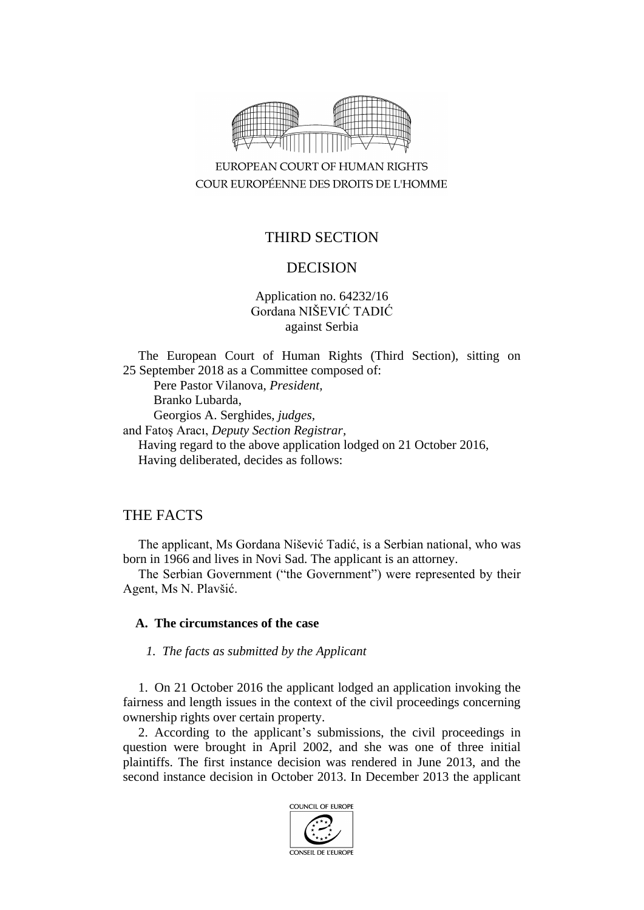EUROPEAN COURT OF HUMAN RIGHTS
COUR EUROPÉENNE DES DROITS DE L'HOMME

THIRD SECTION

DECISION

Application no. 64232/16
Gordana NIŠEVIĆ TADIĆ
against Serbia

The European Court of Human Rights (Third Section), sitting on 25 September 2018 as a Committee composed of:

Pere Pastor Vilanova, *President,*
Branko Lubarda,
Georgios A. Serghides, *judges,*
and Fatoş Aracı, *Deputy Section Registrar,*

Having regard to the above application lodged on 21 October 2016,

Having deliberated, decides as follows:

## THE FACTS

The applicant, Ms Gordana Nišević Tadić, is a Serbian national, who was born in 1966 and lives in Novi Sad. The applicant is an attorney.

The Serbian Government ("the Government") were represented by their Agent, Ms N. Plavšić.

### A. The circumstances of the case

#### *1. The facts as submitted by the Applicant*

1. On 21 October 2016 the applicant lodged an application invoking the fairness and length issues in the context of the civil proceedings concerning ownership rights over certain property.

2. According to the applicant's submissions, the civil proceedings in question were brought in April 2002, and she was one of three initial plaintiffs. The first instance decision was rendered in June 2013, and the second instance decision in October 2013. In December 2013 the applicant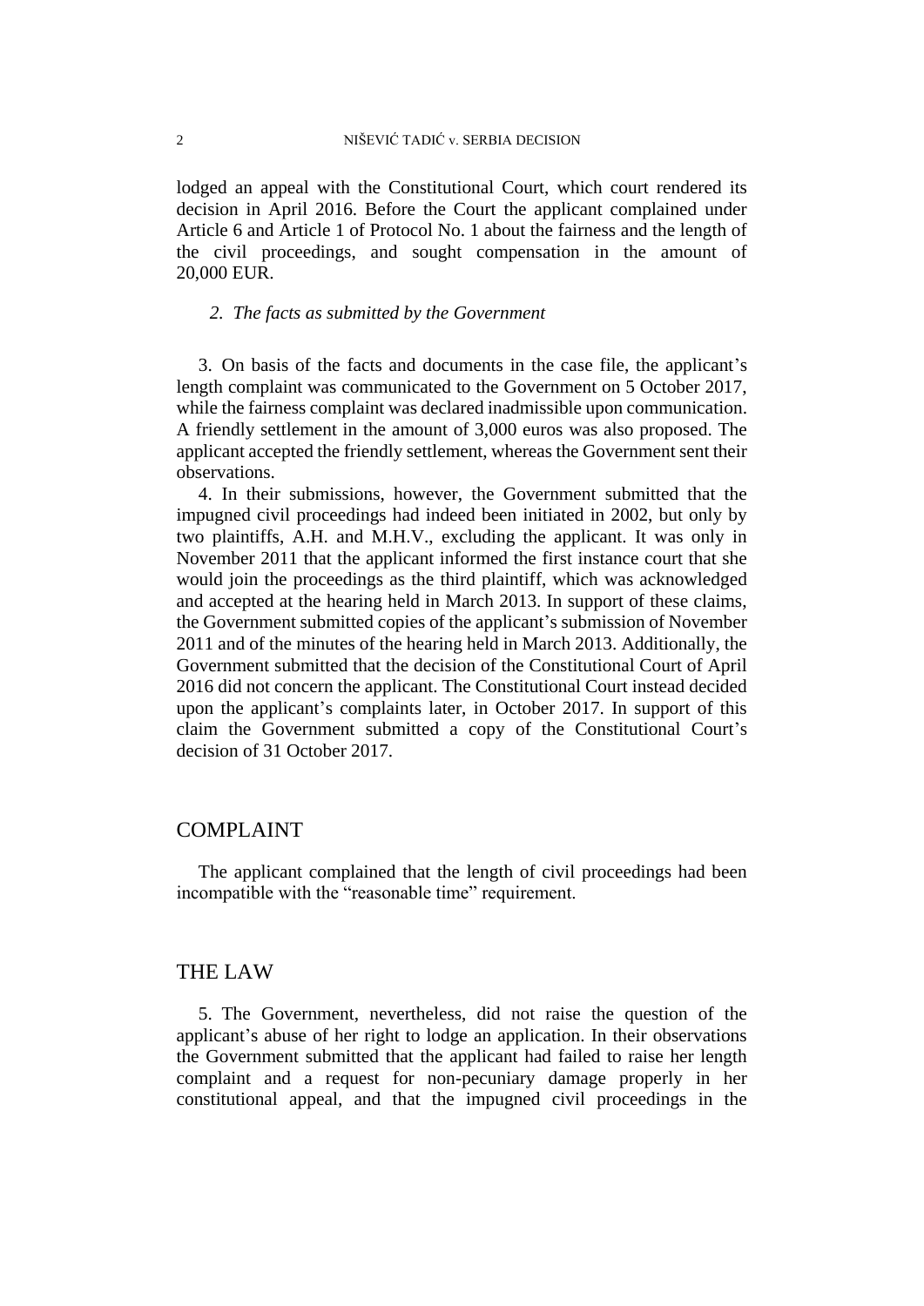lodged an appeal with the Constitutional Court, which court rendered its decision in April 2016. Before the Court the applicant complained under Article 6 and Article 1 of Protocol No. 1 about the fairness and the length of the civil proceedings, and sought compensation in the amount of 20,000 EUR.

### *2. The facts as submitted by the Government*

3. On basis of the facts and documents in the case file, the applicant's length complaint was communicated to the Government on 5 October 2017, while the fairness complaint was declared inadmissible upon communication. A friendly settlement in the amount of 3,000 euros was also proposed. The applicant accepted the friendly settlement, whereas the Government sent their observations.

4. In their submissions, however, the Government submitted that the impugned civil proceedings had indeed been initiated in 2002, but only by two plaintiffs, A.H. and M.H.V., excluding the applicant. It was only in November 2011 that the applicant informed the first instance court that she would join the proceedings as the third plaintiff, which was acknowledged and accepted at the hearing held in March 2013. In support of these claims, the Government submitted copies of the applicant's submission of November 2011 and of the minutes of the hearing held in March 2013. Additionally, the Government submitted that the decision of the Constitutional Court of April 2016 did not concern the applicant. The Constitutional Court instead decided upon the applicant's complaints later, in October 2017. In support of this claim the Government submitted a copy of the Constitutional Court's decision of 31 October 2017.

## COMPLAINT

The applicant complained that the length of civil proceedings had been incompatible with the "reasonable time" requirement.

## THE LAW

5. The Government, nevertheless, did not raise the question of the applicant's abuse of her right to lodge an application. In their observations the Government submitted that the applicant had failed to raise her length complaint and a request for non-pecuniary damage properly in her constitutional appeal, and that the impugned civil proceedings in the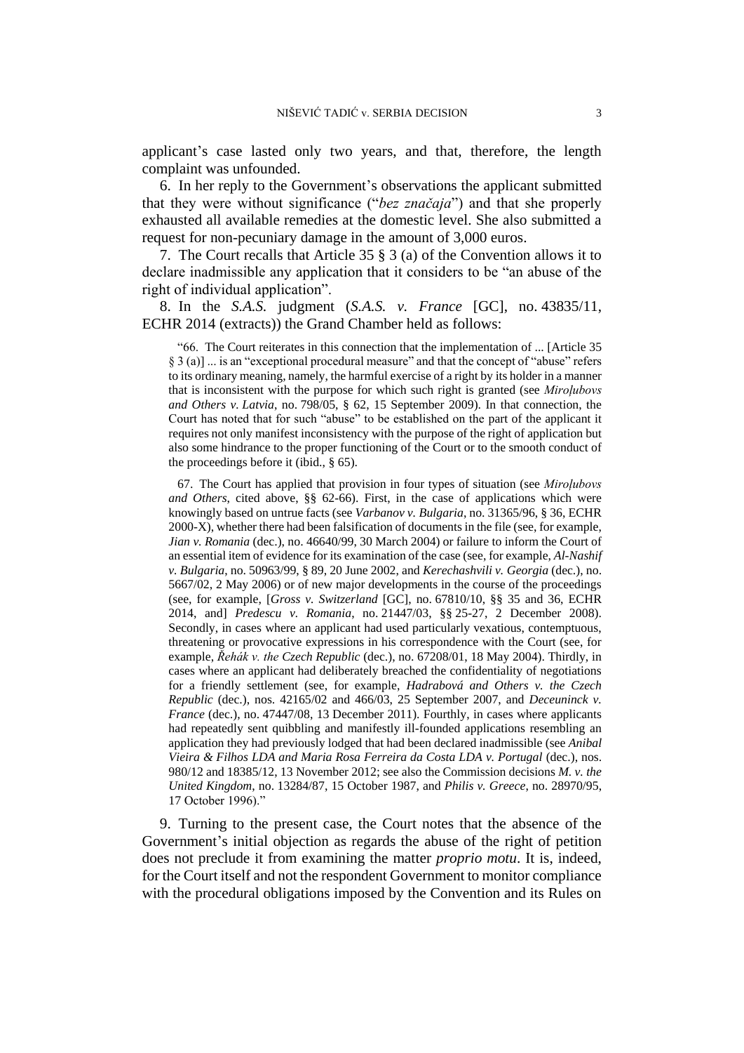applicant's case lasted only two years, and that, therefore, the length complaint was unfounded.

6. In her reply to the Government's observations the applicant submitted that they were without significance ("*bez značaja*") and that she properly exhausted all available remedies at the domestic level. She also submitted a request for non-pecuniary damage in the amount of 3,000 euros.

7. The Court recalls that Article 35 § 3 (a) of the Convention allows it to declare inadmissible any application that it considers to be "an abuse of the right of individual application".

8. In the *S.A.S.* judgment (*S.A.S. v. France* [GC], no. 43835/11, ECHR 2014 (extracts)) the Grand Chamber held as follows:

> "66. The Court reiterates in this connection that the implementation of ... [Article 35 § 3 (a)] ... is an "exceptional procedural measure" and that the concept of "abuse" refers to its ordinary meaning, namely, the harmful exercise of a right by its holder in a manner that is inconsistent with the purpose for which such right is granted (see *Miroļubovs and Others v. Latvia*, no. 798/05, § 62, 15 September 2009). In that connection, the Court has noted that for such "abuse" to be established on the part of the applicant it requires not only manifest inconsistency with the purpose of the right of application but also some hindrance to the proper functioning of the Court or to the smooth conduct of the proceedings before it (ibid., § 65).
>
> 67. The Court has applied that provision in four types of situation (see *Miroļubovs and Others*, cited above, §§ 62-66). First, in the case of applications which were knowingly based on untrue facts (see *Varbanov v. Bulgaria*, no. 31365/96, § 36, ECHR 2000-X), whether there had been falsification of documents in the file (see, for example, *Jian v. Romania* (dec.), no. 46640/99, 30 March 2004) or failure to inform the Court of an essential item of evidence for its examination of the case (see, for example, *Al-Nashif v. Bulgaria*, no. 50963/99, § 89, 20 June 2002, and *Kerechashvili v. Georgia* (dec.), no. 5667/02, 2 May 2006) or of new major developments in the course of the proceedings (see, for example, [*Gross v. Switzerland* [GC], no. 67810/10, §§ 35 and 36, ECHR 2014, and] *Predescu v. Romania*, no. 21447/03, §§ 25-27, 2 December 2008). Secondly, in cases where an applicant had used particularly vexatious, contemptuous, threatening or provocative expressions in his correspondence with the Court (see, for example, *Řehák v. the Czech Republic* (dec.), no. 67208/01, 18 May 2004). Thirdly, in cases where an applicant had deliberately breached the confidentiality of negotiations for a friendly settlement (see, for example, *Hadrabová and Others v. the Czech Republic* (dec.), nos. 42165/02 and 466/03, 25 September 2007, and *Deceuninck v. France* (dec.), no. 47447/08, 13 December 2011). Fourthly, in cases where applicants had repeatedly sent quibbling and manifestly ill-founded applications resembling an application they had previously lodged that had been declared inadmissible (see *Anibal Vieira & Filhos LDA and Maria Rosa Ferreira da Costa LDA v. Portugal* (dec.), nos. 980/12 and 18385/12, 13 November 2012; see also the Commission decisions *M. v. the United Kingdom*, no. 13284/87, 15 October 1987, and *Philis v. Greece*, no. 28970/95, 17 October 1996)."

9. Turning to the present case, the Court notes that the absence of the Government's initial objection as regards the abuse of the right of petition does not preclude it from examining the matter *proprio motu*. It is, indeed, for the Court itself and not the respondent Government to monitor compliance with the procedural obligations imposed by the Convention and its Rules on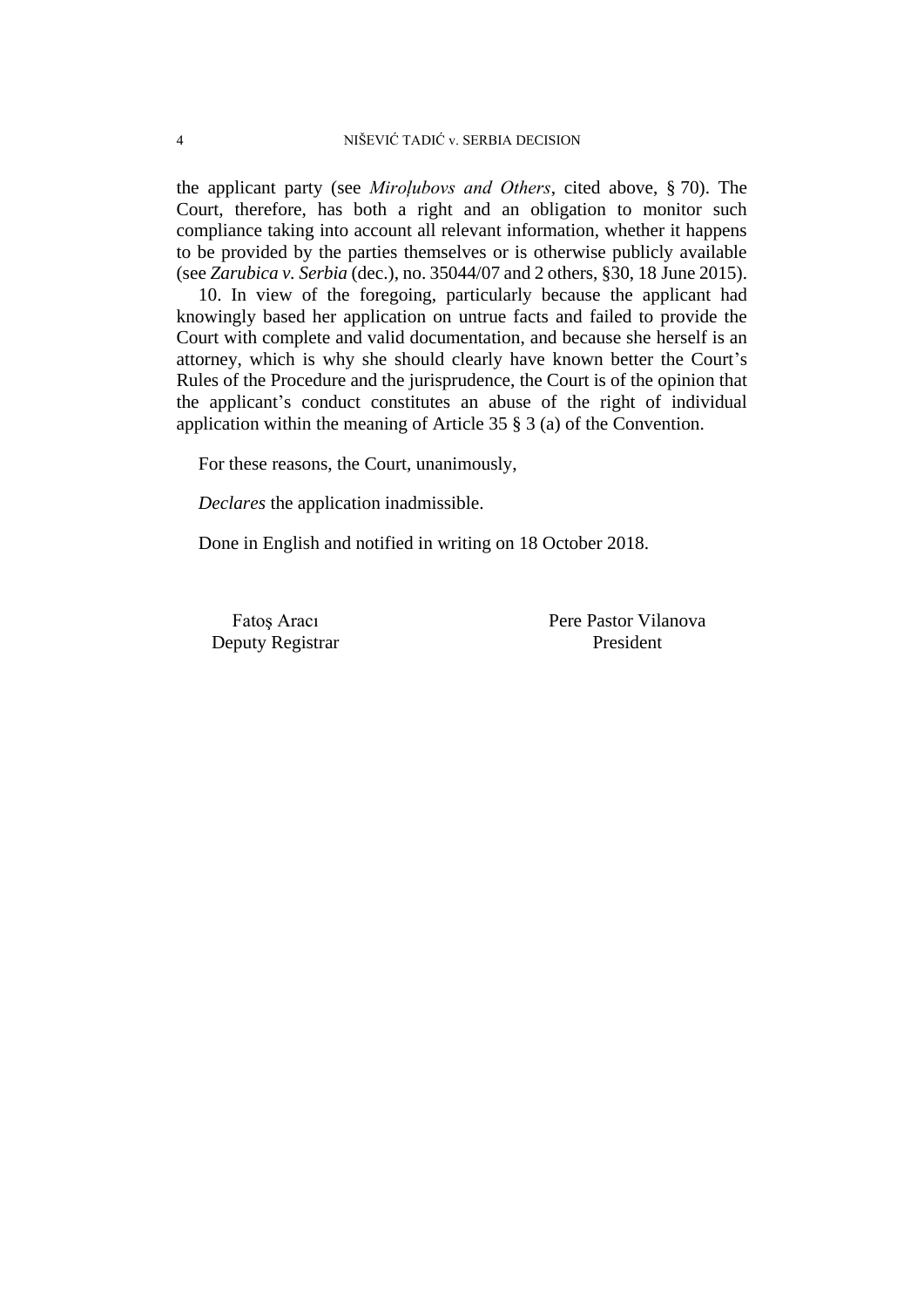the applicant party (see *Miroļubovs and Others*, cited above, § 70). The Court, therefore, has both a right and an obligation to monitor such compliance taking into account all relevant information, whether it happens to be provided by the parties themselves or is otherwise publicly available (see *Zarubica v. Serbia* (dec.), no. 35044/07 and 2 others, §30, 18 June 2015).

10. In view of the foregoing, particularly because the applicant had knowingly based her application on untrue facts and failed to provide the Court with complete and valid documentation, and because she herself is an attorney, which is why she should clearly have known better the Court's Rules of the Procedure and the jurisprudence, the Court is of the opinion that the applicant's conduct constitutes an abuse of the right of individual application within the meaning of Article 35 § 3 (a) of the Convention.

For these reasons, the Court, unanimously,

*Declares* the application inadmissible.

Done in English and notified in writing on 18 October 2018.

Fatoş Aracı
Deputy Registrar

Pere Pastor Vilanova
President